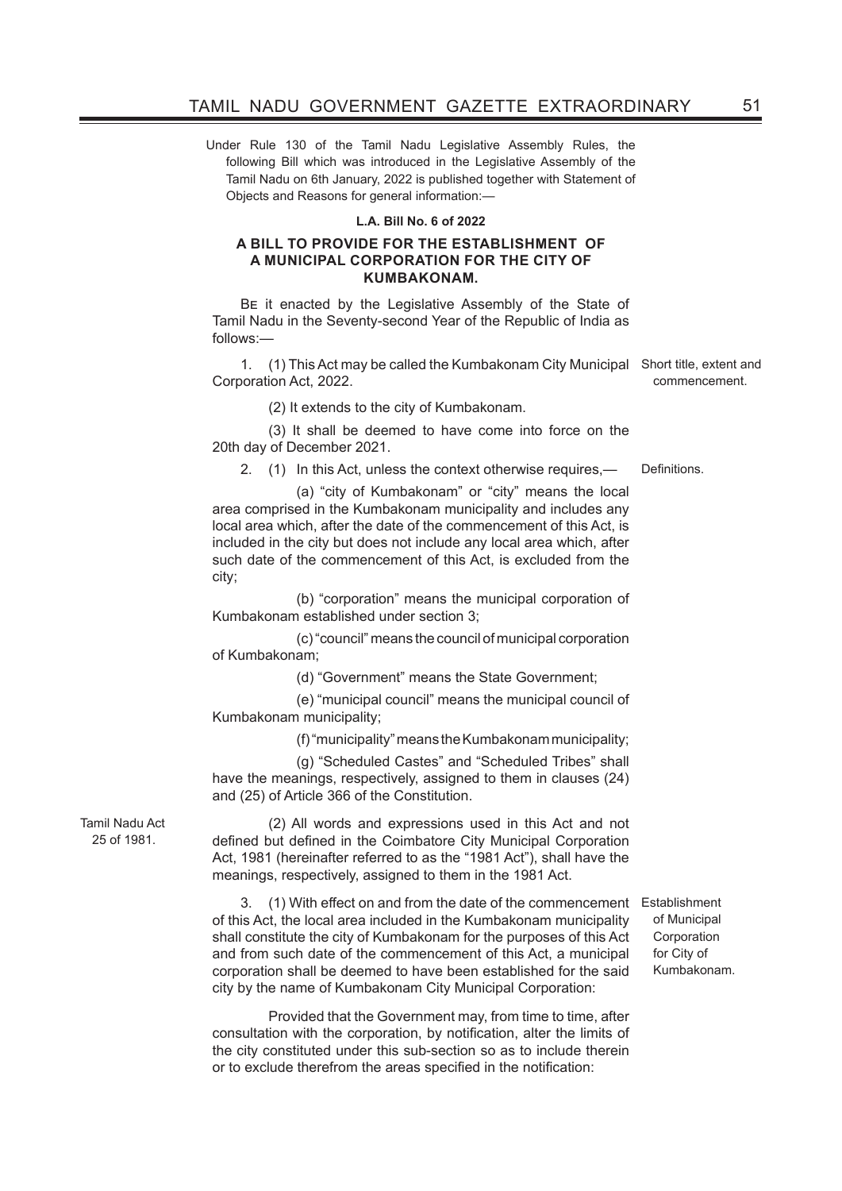Under Rule 130 of the Tamil Nadu Legislative Assembly Rules, the following Bill which was introduced in the Legislative Assembly of the Tamil Nadu on 6th January, 2022 is published together with Statement of Objects and Reasons for general information:—

**L.A. Bill No. 6 of 2022**

**A BILL TO PROVIDE FOR THE ESTABLISHMENT OF A MUNICIPAL CORPORATION FOR THE CITY OF KUMBAKONAM.**

Be it enacted by the Legislative Assembly of the State of Tamil Nadu in the Seventy-second Year of the Republic of India as follows:—

Short title, extent and commencement.

1. (1) This Act may be called the Kumbakonam City Municipal Corporation Act, 2022.

(2) It extends to the city of Kumbakonam.

(3) It shall be deemed to have come into force on the 20th day of December 2021.

Definitions.

2. (1) In this Act, unless the context otherwise requires,—

(a) "city of Kumbakonam" or "city" means the local area comprised in the Kumbakonam municipality and includes any local area which, after the date of the commencement of this Act, is included in the city but does not include any local area which, after such date of the commencement of this Act, is excluded from the city;

(b) "corporation" means the municipal corporation of Kumbakonam established under section 3;

(c) "council" means the council of municipal corporation of Kumbakonam;

(d) "Government" means the State Government;

(e) "municipal council" means the municipal council of Kumbakonam municipality;

(f) "municipality" means the Kumbakonam municipality;

(g) "Scheduled Castes" and "Scheduled Tribes" shall have the meanings, respectively, assigned to them in clauses (24) and (25) of Article 366 of the Constitution.

Tamil Nadu Act 25 of 1981.

(2) All words and expressions used in this Act and not defined but defined in the Coimbatore City Municipal Corporation Act, 1981 (hereinafter referred to as the "1981 Act"), shall have the meanings, respectively, assigned to them in the 1981 Act.

Establishment of Municipal Corporation for City of Kumbakonam.

3. (1) With effect on and from the date of the commencement of this Act, the local area included in the Kumbakonam municipality shall constitute the city of Kumbakonam for the purposes of this Act and from such date of the commencement of this Act, a municipal corporation shall be deemed to have been established for the said city by the name of Kumbakonam City Municipal Corporation:

Provided that the Government may, from time to time, after consultation with the corporation, by notification, alter the limits of the city constituted under this sub-section so as to include therein or to exclude therefrom the areas specified in the notification: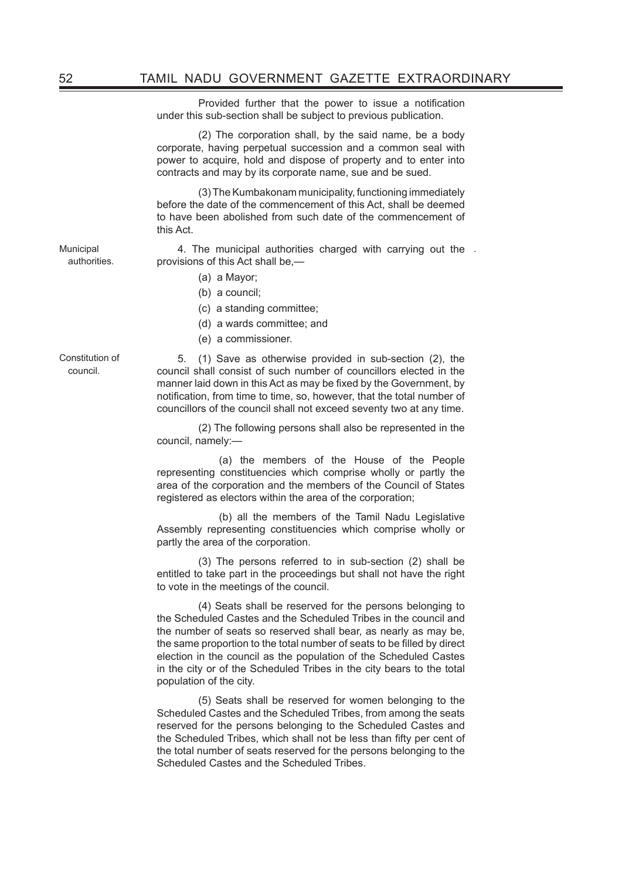Provided further that the power to issue a notification under this sub-section shall be subject to previous publication.

(2) The corporation shall, by the said name, be a body corporate, having perpetual succession and a common seal with power to acquire, hold and dispose of property and to enter into contracts and may by its corporate name, sue and be sued.

(3) The Kumbakonam municipality, functioning immediately before the date of the commencement of this Act, shall be deemed to have been abolished from such date of the commencement of this Act.

**Municipal authorities.**

4. The municipal authorities charged with carrying out the provisions of this Act shall be,—

(a) a Mayor;

(b) a council;

(c) a standing committee;

(d) a wards committee; and

(e) a commissioner.

**Constitution of council.**

5. (1) Save as otherwise provided in sub-section (2), the council shall consist of such number of councillors elected in the manner laid down in this Act as may be fixed by the Government, by notification, from time to time, so, however, that the total number of councillors of the council shall not exceed seventy two at any time.

(2) The following persons shall also be represented in the council, namely:—

(a) the members of the House of the People representing constituencies which comprise wholly or partly the area of the corporation and the members of the Council of States registered as electors within the area of the corporation;

(b) all the members of the Tamil Nadu Legislative Assembly representing constituencies which comprise wholly or partly the area of the corporation.

(3) The persons referred to in sub-section (2) shall be entitled to take part in the proceedings but shall not have the right to vote in the meetings of the council.

(4) Seats shall be reserved for the persons belonging to the Scheduled Castes and the Scheduled Tribes in the council and the number of seats so reserved shall bear, as nearly as may be, the same proportion to the total number of seats to be filled by direct election in the council as the population of the Scheduled Castes in the city or of the Scheduled Tribes in the city bears to the total population of the city.

(5) Seats shall be reserved for women belonging to the Scheduled Castes and the Scheduled Tribes, from among the seats reserved for the persons belonging to the Scheduled Castes and the Scheduled Tribes, which shall not be less than fifty per cent of the total number of seats reserved for the persons belonging to the Scheduled Castes and the Scheduled Tribes.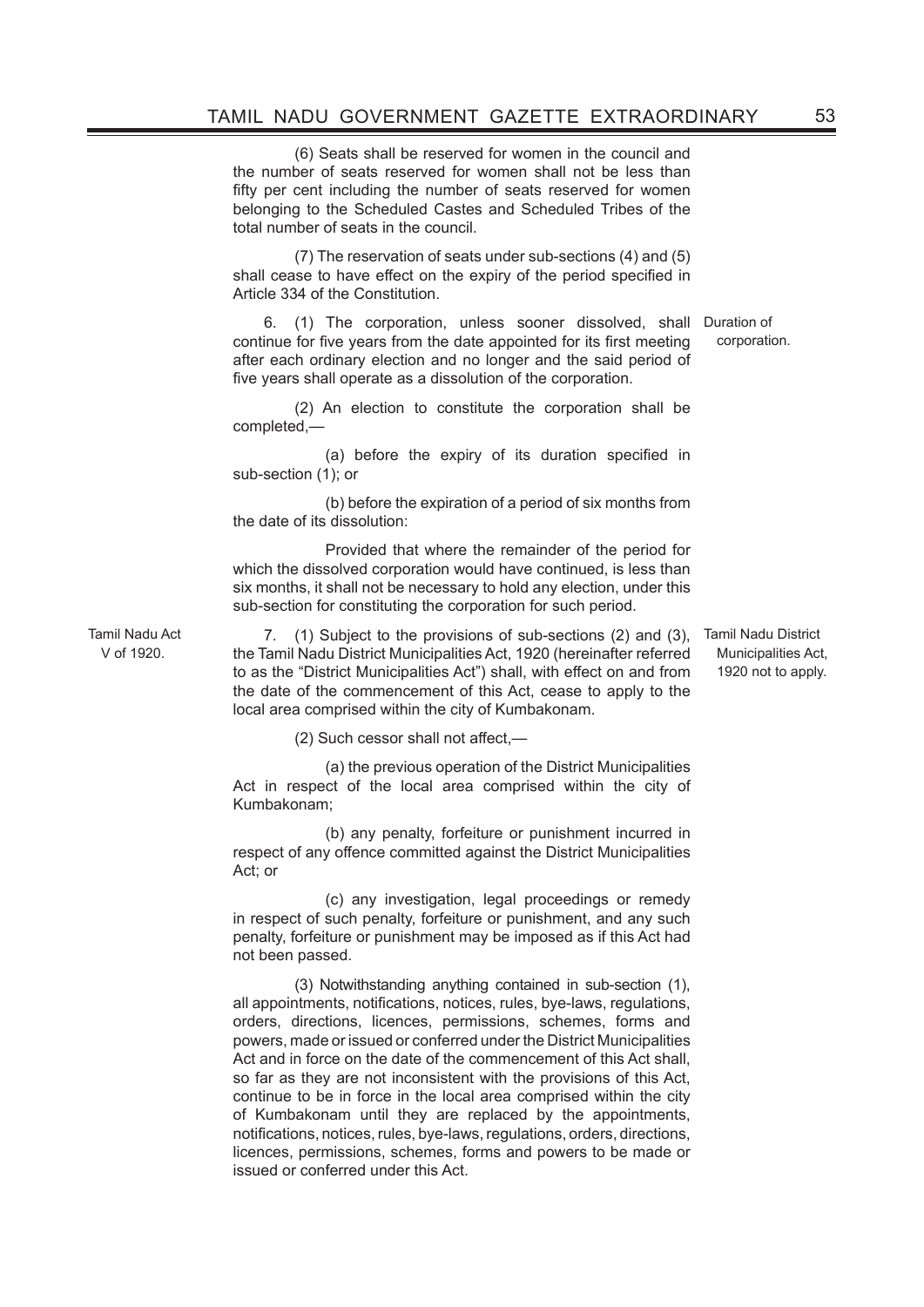(6) Seats shall be reserved for women in the council and the number of seats reserved for women shall not be less than fifty per cent including the number of seats reserved for women belonging to the Scheduled Castes and Scheduled Tribes of the total number of seats in the council.

(7) The reservation of seats under sub-sections (4) and (5) shall cease to have effect on the expiry of the period specified in Article 334 of the Constitution.

*Duration of corporation.*

6. (1) The corporation, unless sooner dissolved, shall continue for five years from the date appointed for its first meeting after each ordinary election and no longer and the said period of five years shall operate as a dissolution of the corporation.

(2) An election to constitute the corporation shall be completed,—

(a) before the expiry of its duration specified in sub-section (1); or

(b) before the expiration of a period of six months from the date of its dissolution:

Provided that where the remainder of the period for which the dissolved corporation would have continued, is less than six months, it shall not be necessary to hold any election, under this sub-section for constituting the corporation for such period.

*Tamil Nadu Act V of 1920.*

*Tamil Nadu District Municipalities Act, 1920 not to apply.*

7. (1) Subject to the provisions of sub-sections (2) and (3), the Tamil Nadu District Municipalities Act, 1920 (hereinafter referred to as the "District Municipalities Act") shall, with effect on and from the date of the commencement of this Act, cease to apply to the local area comprised within the city of Kumbakonam.

(2) Such cessor shall not affect,—

(a) the previous operation of the District Municipalities Act in respect of the local area comprised within the city of Kumbakonam;

(b) any penalty, forfeiture or punishment incurred in respect of any offence committed against the District Municipalities Act; or

(c) any investigation, legal proceedings or remedy in respect of such penalty, forfeiture or punishment, and any such penalty, forfeiture or punishment may be imposed as if this Act had not been passed.

(3) Notwithstanding anything contained in sub-section (1), all appointments, notifications, notices, rules, bye-laws, regulations, orders, directions, licences, permissions, schemes, forms and powers, made or issued or conferred under the District Municipalities Act and in force on the date of the commencement of this Act shall, so far as they are not inconsistent with the provisions of this Act, continue to be in force in the local area comprised within the city of Kumbakonam until they are replaced by the appointments, notifications, notices, rules, bye-laws, regulations, orders, directions, licences, permissions, schemes, forms and powers to be made or issued or conferred under this Act.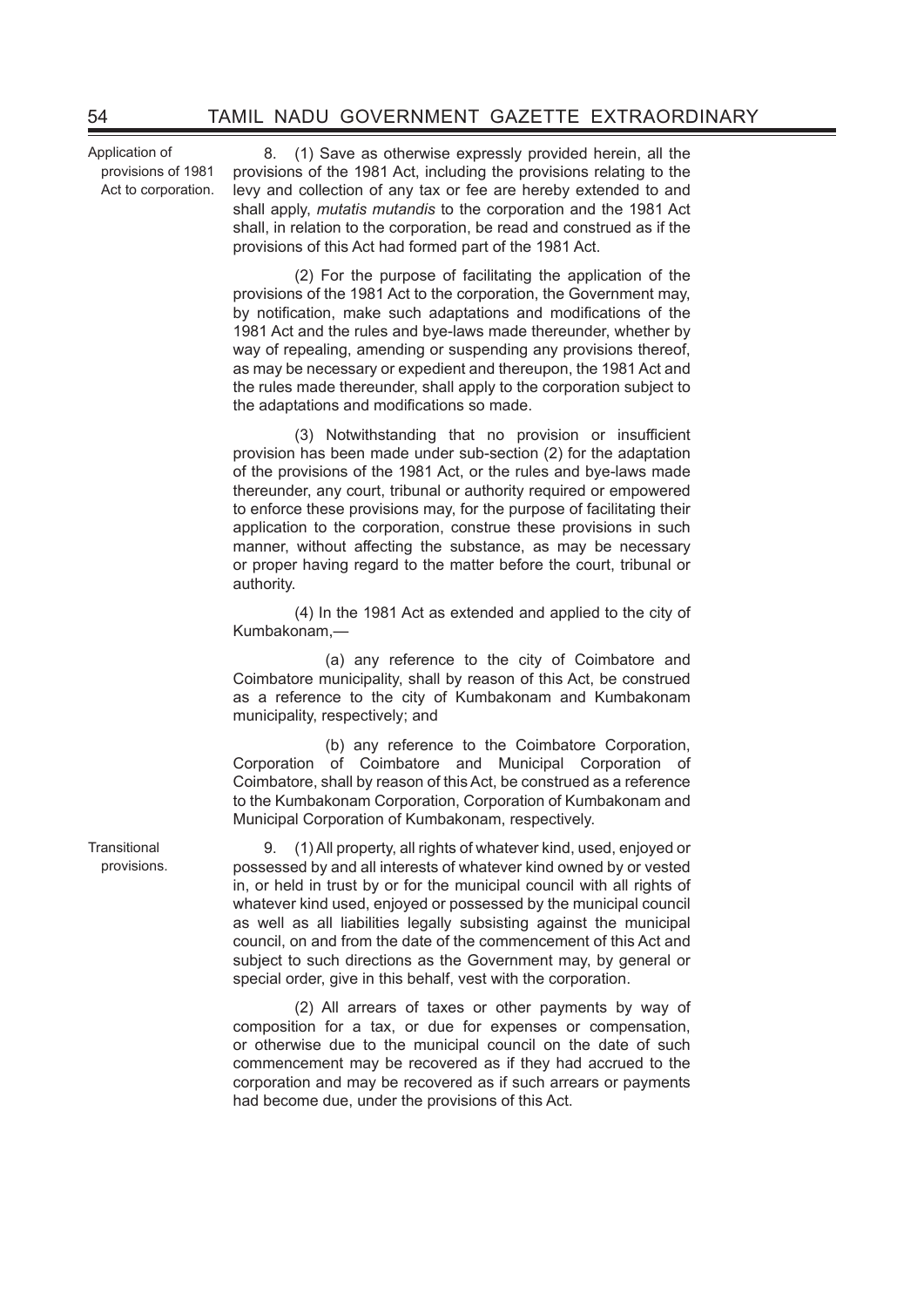**Application of provisions of 1981 Act to corporation.**

8. (1) Save as otherwise expressly provided herein, all the provisions of the 1981 Act, including the provisions relating to the levy and collection of any tax or fee are hereby extended to and shall apply, *mutatis mutandis* to the corporation and the 1981 Act shall, in relation to the corporation, be read and construed as if the provisions of this Act had formed part of the 1981 Act.

(2) For the purpose of facilitating the application of the provisions of the 1981 Act to the corporation, the Government may, by notification, make such adaptations and modifications of the 1981 Act and the rules and bye-laws made thereunder, whether by way of repealing, amending or suspending any provisions thereof, as may be necessary or expedient and thereupon, the 1981 Act and the rules made thereunder, shall apply to the corporation subject to the adaptations and modifications so made.

(3) Notwithstanding that no provision or insufficient provision has been made under sub-section (2) for the adaptation of the provisions of the 1981 Act, or the rules and bye-laws made thereunder, any court, tribunal or authority required or empowered to enforce these provisions may, for the purpose of facilitating their application to the corporation, construe these provisions in such manner, without affecting the substance, as may be necessary or proper having regard to the matter before the court, tribunal or authority.

(4) In the 1981 Act as extended and applied to the city of Kumbakonam,—

(a) any reference to the city of Coimbatore and Coimbatore municipality, shall by reason of this Act, be construed as a reference to the city of Kumbakonam and Kumbakonam municipality, respectively; and

(b) any reference to the Coimbatore Corporation, Corporation of Coimbatore and Municipal Corporation of Coimbatore, shall by reason of this Act, be construed as a reference to the Kumbakonam Corporation, Corporation of Kumbakonam and Municipal Corporation of Kumbakonam, respectively.

**Transitional provisions.**

9. (1) All property, all rights of whatever kind, used, enjoyed or possessed by and all interests of whatever kind owned by or vested in, or held in trust by or for the municipal council with all rights of whatever kind used, enjoyed or possessed by the municipal council as well as all liabilities legally subsisting against the municipal council, on and from the date of the commencement of this Act and subject to such directions as the Government may, by general or special order, give in this behalf, vest with the corporation.

(2) All arrears of taxes or other payments by way of composition for a tax, or due for expenses or compensation, or otherwise due to the municipal council on the date of such commencement may be recovered as if they had accrued to the corporation and may be recovered as if such arrears or payments had become due, under the provisions of this Act.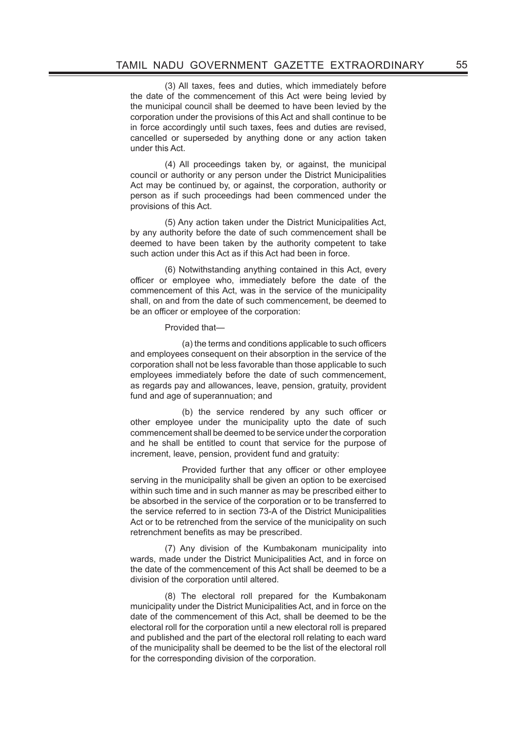(3) All taxes, fees and duties, which immediately before the date of the commencement of this Act were being levied by the municipal council shall be deemed to have been levied by the corporation under the provisions of this Act and shall continue to be in force accordingly until such taxes, fees and duties are revised, cancelled or superseded by anything done or any action taken under this Act.

(4) All proceedings taken by, or against, the municipal council or authority or any person under the District Municipalities Act may be continued by, or against, the corporation, authority or person as if such proceedings had been commenced under the provisions of this Act.

(5) Any action taken under the District Municipalities Act, by any authority before the date of such commencement shall be deemed to have been taken by the authority competent to take such action under this Act as if this Act had been in force.

(6) Notwithstanding anything contained in this Act, every officer or employee who, immediately before the date of the commencement of this Act, was in the service of the municipality shall, on and from the date of such commencement, be deemed to be an officer or employee of the corporation:

Provided that—

(a) the terms and conditions applicable to such officers and employees consequent on their absorption in the service of the corporation shall not be less favorable than those applicable to such employees immediately before the date of such commencement, as regards pay and allowances, leave, pension, gratuity, provident fund and age of superannuation; and

(b) the service rendered by any such officer or other employee under the municipality upto the date of such commencement shall be deemed to be service under the corporation and he shall be entitled to count that service for the purpose of increment, leave, pension, provident fund and gratuity:

Provided further that any officer or other employee serving in the municipality shall be given an option to be exercised within such time and in such manner as may be prescribed either to be absorbed in the service of the corporation or to be transferred to the service referred to in section 73-A of the District Municipalities Act or to be retrenched from the service of the municipality on such retrenchment benefits as may be prescribed.

(7) Any division of the Kumbakonam municipality into wards, made under the District Municipalities Act, and in force on the date of the commencement of this Act shall be deemed to be a division of the corporation until altered.

(8) The electoral roll prepared for the Kumbakonam municipality under the District Municipalities Act, and in force on the date of the commencement of this Act, shall be deemed to be the electoral roll for the corporation until a new electoral roll is prepared and published and the part of the electoral roll relating to each ward of the municipality shall be deemed to be the list of the electoral roll for the corresponding division of the corporation.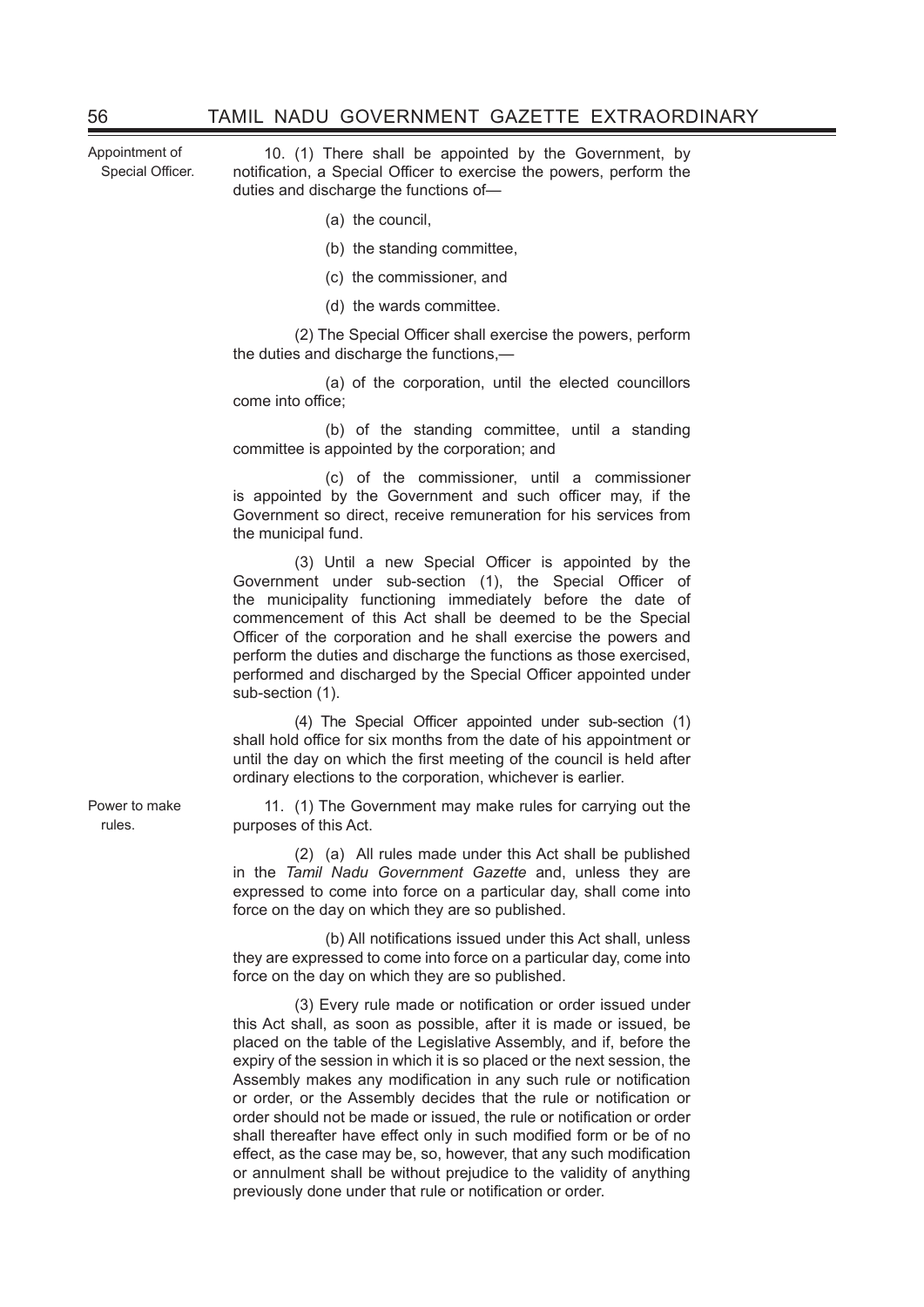Appointment of Special Officer.

10. (1) There shall be appointed by the Government, by notification, a Special Officer to exercise the powers, perform the duties and discharge the functions of—

(a) the council,

(b) the standing committee,

(c) the commissioner, and

(d) the wards committee.

(2) The Special Officer shall exercise the powers, perform the duties and discharge the functions,—

(a) of the corporation, until the elected councillors come into office;

(b) of the standing committee, until a standing committee is appointed by the corporation; and

(c) of the commissioner, until a commissioner is appointed by the Government and such officer may, if the Government so direct, receive remuneration for his services from the municipal fund.

(3) Until a new Special Officer is appointed by the Government under sub-section (1), the Special Officer of the municipality functioning immediately before the date of commencement of this Act shall be deemed to be the Special Officer of the corporation and he shall exercise the powers and perform the duties and discharge the functions as those exercised, performed and discharged by the Special Officer appointed under sub-section (1).

(4) The Special Officer appointed under sub-section (1) shall hold office for six months from the date of his appointment or until the day on which the first meeting of the council is held after ordinary elections to the corporation, whichever is earlier.

Power to make rules.

11. (1) The Government may make rules for carrying out the purposes of this Act.

(2) (a) All rules made under this Act shall be published in the *Tamil Nadu Government Gazette* and, unless they are expressed to come into force on a particular day, shall come into force on the day on which they are so published.

(b) All notifications issued under this Act shall, unless they are expressed to come into force on a particular day, come into force on the day on which they are so published.

(3) Every rule made or notification or order issued under this Act shall, as soon as possible, after it is made or issued, be placed on the table of the Legislative Assembly, and if, before the expiry of the session in which it is so placed or the next session, the Assembly makes any modification in any such rule or notification or order, or the Assembly decides that the rule or notification or order should not be made or issued, the rule or notification or order shall thereafter have effect only in such modified form or be of no effect, as the case may be, so, however, that any such modification or annulment shall be without prejudice to the validity of anything previously done under that rule or notification or order.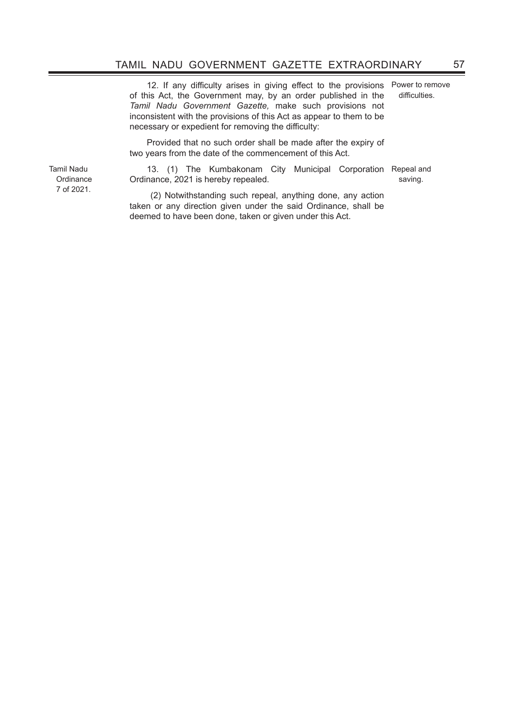12. If any difficulty arises in giving effect to the provisions of this Act, the Government may, by an order published in the *Tamil Nadu Government Gazette,* make such provisions not inconsistent with the provisions of this Act as appear to them to be necessary or expedient for removing the difficulty:

Power to remove difficulties.

Provided that no such order shall be made after the expiry of two years from the date of the commencement of this Act.

13. (1) The Kumbakonam City Municipal Corporation Ordinance, 2021 is hereby repealed.

Repeal and saving.

Tamil Nadu Ordinance 7 of 2021.

(2) Notwithstanding such repeal, anything done, any action taken or any direction given under the said Ordinance, shall be deemed to have been done, taken or given under this Act.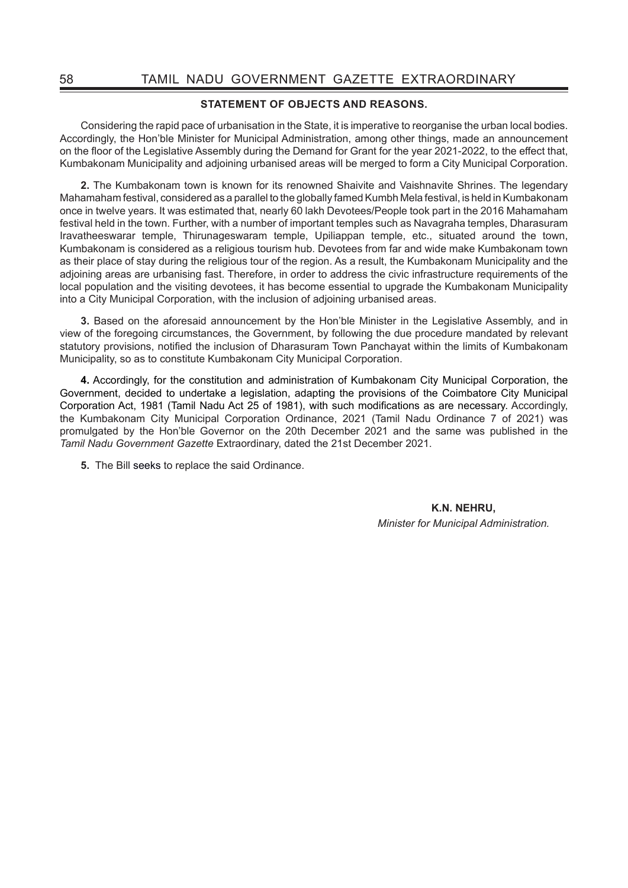## STATEMENT OF OBJECTS AND REASONS.

Considering the rapid pace of urbanisation in the State, it is imperative to reorganise the urban local bodies. Accordingly, the Hon'ble Minister for Municipal Administration, among other things, made an announcement on the floor of the Legislative Assembly during the Demand for Grant for the year 2021-2022, to the effect that, Kumbakonam Municipality and adjoining urbanised areas will be merged to form a City Municipal Corporation.

**2.** The Kumbakonam town is known for its renowned Shaivite and Vaishnavite Shrines. The legendary Mahamaham festival, considered as a parallel to the globally famed Kumbh Mela festival, is held in Kumbakonam once in twelve years. It was estimated that, nearly 60 lakh Devotees/People took part in the 2016 Mahamaham festival held in the town. Further, with a number of important temples such as Navagraha temples, Dharasuram Iravatheeswarar temple, Thirunageswaram temple, Upiliappan temple, etc., situated around the town, Kumbakonam is considered as a religious tourism hub. Devotees from far and wide make Kumbakonam town as their place of stay during the religious tour of the region. As a result, the Kumbakonam Municipality and the adjoining areas are urbanising fast. Therefore, in order to address the civic infrastructure requirements of the local population and the visiting devotees, it has become essential to upgrade the Kumbakonam Municipality into a City Municipal Corporation, with the inclusion of adjoining urbanised areas.

**3.** Based on the aforesaid announcement by the Hon'ble Minister in the Legislative Assembly, and in view of the foregoing circumstances, the Government, by following the due procedure mandated by relevant statutory provisions, notified the inclusion of Dharasuram Town Panchayat within the limits of Kumbakonam Municipality, so as to constitute Kumbakonam City Municipal Corporation.

**4.** Accordingly, for the constitution and administration of Kumbakonam City Municipal Corporation, the Government, decided to undertake a legislation, adapting the provisions of the Coimbatore City Municipal Corporation Act, 1981 (Tamil Nadu Act 25 of 1981), with such modifications as are necessary. Accordingly, the Kumbakonam City Municipal Corporation Ordinance, 2021 (Tamil Nadu Ordinance 7 of 2021) was promulgated by the Hon'ble Governor on the 20th December 2021 and the same was published in the *Tamil Nadu Government Gazette* Extraordinary, dated the 21st December 2021.

**5.** The Bill seeks to replace the said Ordinance.

**K.N. NEHRU,**
*Minister for Municipal Administration.*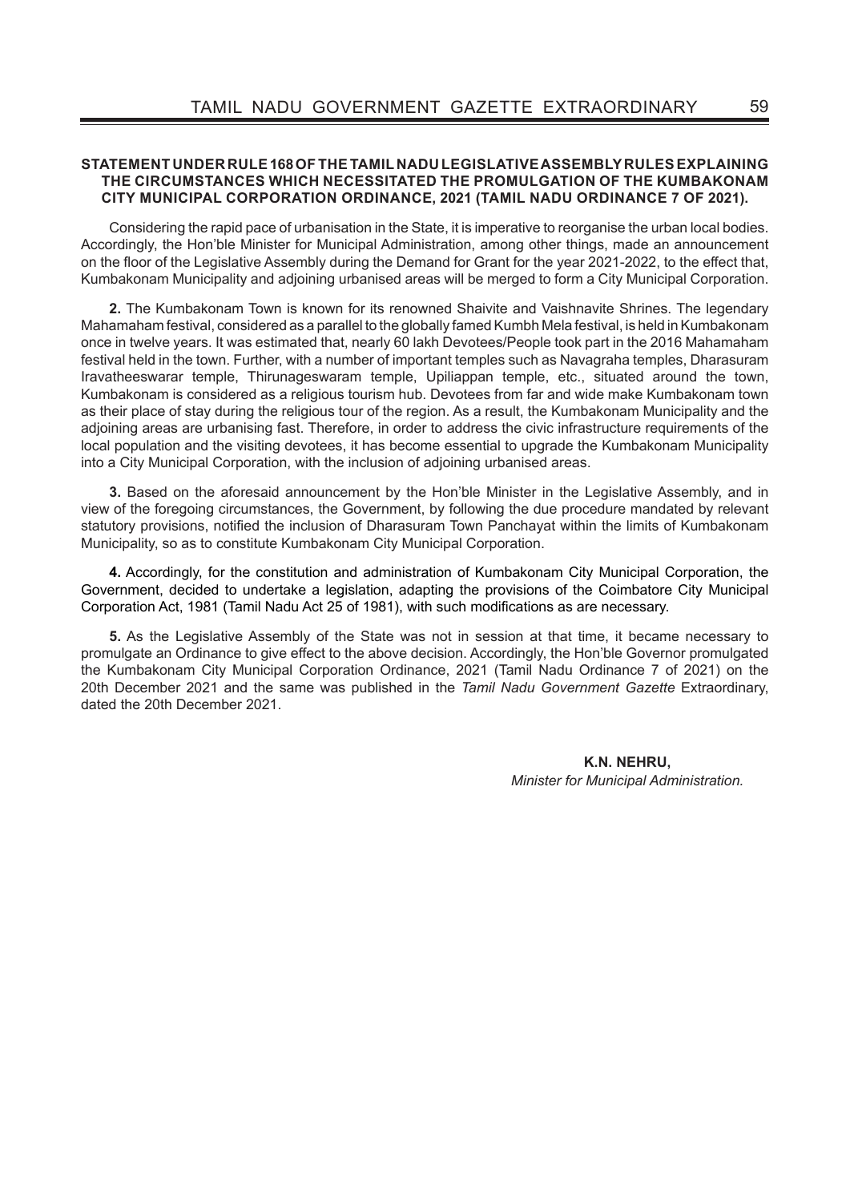**STATEMENT UNDER RULE 168 OF THE TAMIL NADU LEGISLATIVE ASSEMBLY RULES EXPLAINING THE CIRCUMSTANCES WHICH NECESSITATED THE PROMULGATION OF THE KUMBAKONAM CITY MUNICIPAL CORPORATION ORDINANCE, 2021 (TAMIL NADU ORDINANCE 7 OF 2021).**

Considering the rapid pace of urbanisation in the State, it is imperative to reorganise the urban local bodies. Accordingly, the Hon'ble Minister for Municipal Administration, among other things, made an announcement on the floor of the Legislative Assembly during the Demand for Grant for the year 2021-2022, to the effect that, Kumbakonam Municipality and adjoining urbanised areas will be merged to form a City Municipal Corporation.

**2.** The Kumbakonam Town is known for its renowned Shaivite and Vaishnavite Shrines. The legendary Mahamaham festival, considered as a parallel to the globally famed Kumbh Mela festival, is held in Kumbakonam once in twelve years. It was estimated that, nearly 60 lakh Devotees/People took part in the 2016 Mahamaham festival held in the town. Further, with a number of important temples such as Navagraha temples, Dharasuram Iravatheeswarar temple, Thirunageswaram temple, Upiliappan temple, etc., situated around the town, Kumbakonam is considered as a religious tourism hub. Devotees from far and wide make Kumbakonam town as their place of stay during the religious tour of the region. As a result, the Kumbakonam Municipality and the adjoining areas are urbanising fast. Therefore, in order to address the civic infrastructure requirements of the local population and the visiting devotees, it has become essential to upgrade the Kumbakonam Municipality into a City Municipal Corporation, with the inclusion of adjoining urbanised areas.

**3.** Based on the aforesaid announcement by the Hon'ble Minister in the Legislative Assembly, and in view of the foregoing circumstances, the Government, by following the due procedure mandated by relevant statutory provisions, notified the inclusion of Dharasuram Town Panchayat within the limits of Kumbakonam Municipality, so as to constitute Kumbakonam City Municipal Corporation.

**4.** Accordingly, for the constitution and administration of Kumbakonam City Municipal Corporation, the Government, decided to undertake a legislation, adapting the provisions of the Coimbatore City Municipal Corporation Act, 1981 (Tamil Nadu Act 25 of 1981), with such modifications as are necessary.

**5.** As the Legislative Assembly of the State was not in session at that time, it became necessary to promulgate an Ordinance to give effect to the above decision. Accordingly, the Hon'ble Governor promulgated the Kumbakonam City Municipal Corporation Ordinance, 2021 (Tamil Nadu Ordinance 7 of 2021) on the 20th December 2021 and the same was published in the *Tamil Nadu Government Gazette* Extraordinary, dated the 20th December 2021.

**K.N. NEHRU,**
*Minister for Municipal Administration.*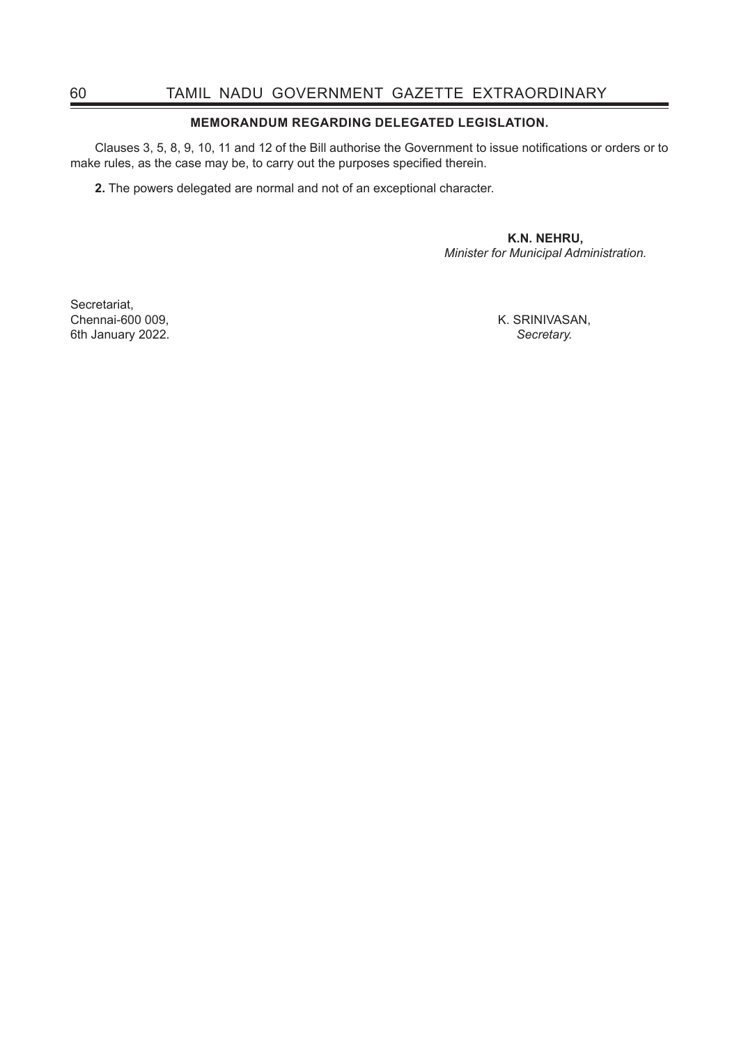## MEMORANDUM REGARDING DELEGATED LEGISLATION.

Clauses 3, 5, 8, 9, 10, 11 and 12 of the Bill authorise the Government to issue notifications or orders or to make rules, as the case may be, to carry out the purposes specified therein.

**2.** The powers delegated are normal and not of an exceptional character.

**K.N. NEHRU,**
*Minister for Municipal Administration.*

Secretariat,
Chennai-600 009,
6th January 2022.

K. SRINIVASAN,
*Secretary.*